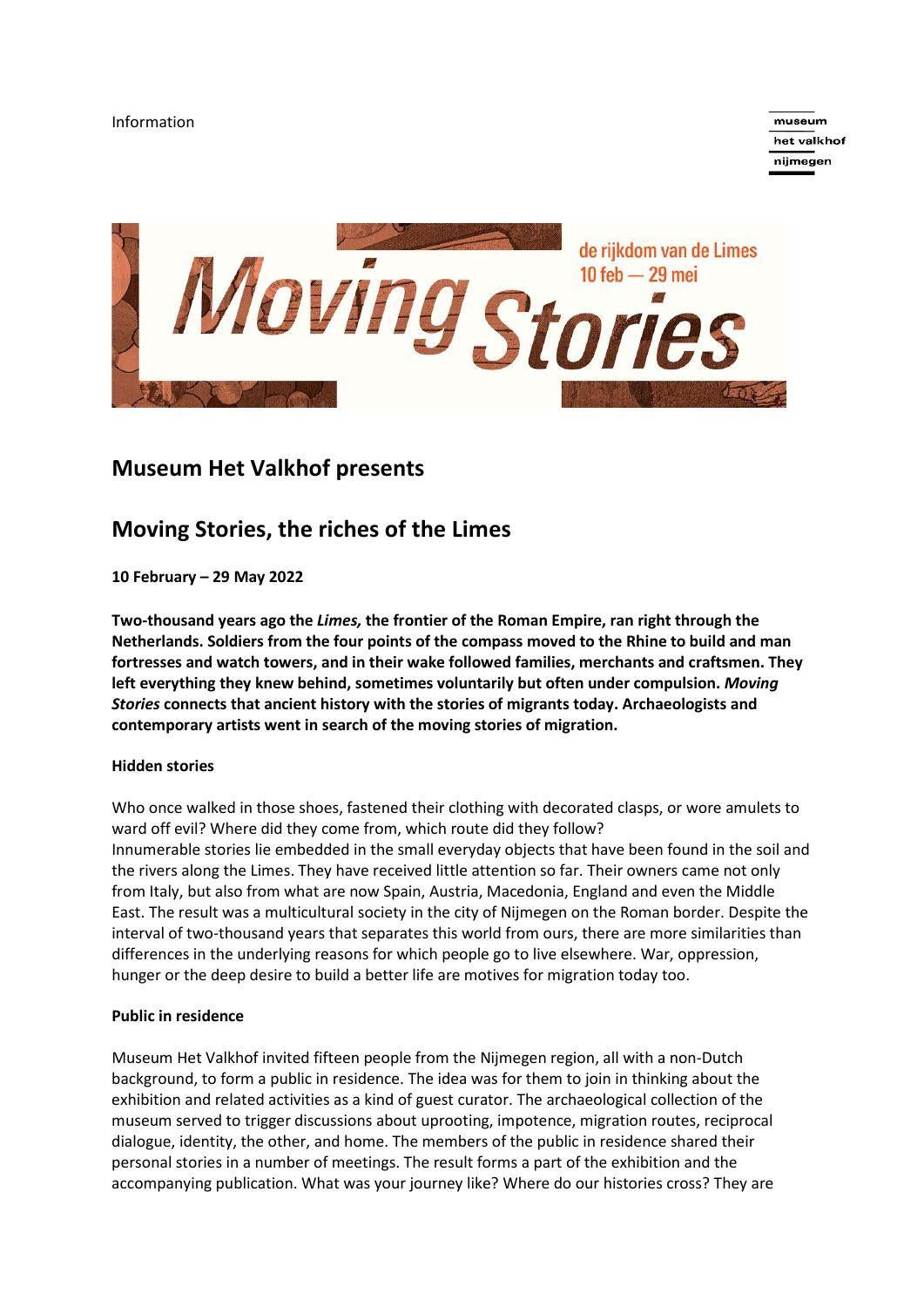Information

museum
het valkhof
nijmegen

Moving Stories
de rijkdom van de Limes
10 feb — 29 mei

## Museum Het Valkhof presents

## Moving Stories, the riches of the Limes

**10 February – 29 May 2022**

**Two-thousand years ago the *Limes,* the frontier of the Roman Empire, ran right through the Netherlands. Soldiers from the four points of the compass moved to the Rhine to build and man fortresses and watch towers, and in their wake followed families, merchants and craftsmen. They left everything they knew behind, sometimes voluntarily but often under compulsion. *Moving Stories* connects that ancient history with the stories of migrants today. Archaeologists and contemporary artists went in search of the moving stories of migration.**

**Hidden stories**

Who once walked in those shoes, fastened their clothing with decorated clasps, or wore amulets to ward off evil? Where did they come from, which route did they follow?
Innumerable stories lie embedded in the small everyday objects that have been found in the soil and the rivers along the Limes. They have received little attention so far. Their owners came not only from Italy, but also from what are now Spain, Austria, Macedonia, England and even the Middle East. The result was a multicultural society in the city of Nijmegen on the Roman border. Despite the interval of two-thousand years that separates this world from ours, there are more similarities than differences in the underlying reasons for which people go to live elsewhere. War, oppression, hunger or the deep desire to build a better life are motives for migration today too.

**Public in residence**

Museum Het Valkhof invited fifteen people from the Nijmegen region, all with a non-Dutch background, to form a public in residence. The idea was for them to join in thinking about the exhibition and related activities as a kind of guest curator. The archaeological collection of the museum served to trigger discussions about uprooting, impotence, migration routes, reciprocal dialogue, identity, the other, and home. The members of the public in residence shared their personal stories in a number of meetings. The result forms a part of the exhibition and the accompanying publication. What was your journey like? Where do our histories cross? They are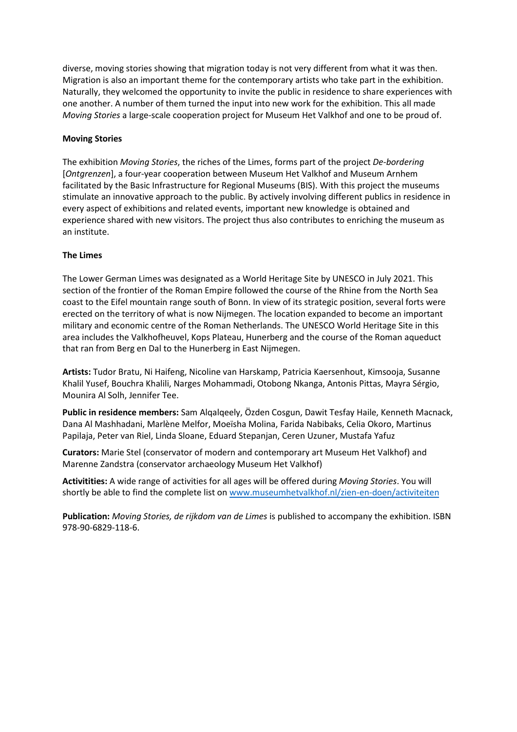diverse, moving stories showing that migration today is not very different from what it was then. Migration is also an important theme for the contemporary artists who take part in the exhibition. Naturally, they welcomed the opportunity to invite the public in residence to share experiences with one another. A number of them turned the input into new work for the exhibition. This all made *Moving Stories* a large-scale cooperation project for Museum Het Valkhof and one to be proud of.

**Moving Stories**

The exhibition *Moving Stories*, the riches of the Limes, forms part of the project *De-bordering* [*Ontgrenzen*], a four-year cooperation between Museum Het Valkhof and Museum Arnhem facilitated by the Basic Infrastructure for Regional Museums (BIS). With this project the museums stimulate an innovative approach to the public. By actively involving different publics in residence in every aspect of exhibitions and related events, important new knowledge is obtained and experience shared with new visitors. The project thus also contributes to enriching the museum as an institute.

**The Limes**

The Lower German Limes was designated as a World Heritage Site by UNESCO in July 2021. This section of the frontier of the Roman Empire followed the course of the Rhine from the North Sea coast to the Eifel mountain range south of Bonn. In view of its strategic position, several forts were erected on the territory of what is now Nijmegen. The location expanded to become an important military and economic centre of the Roman Netherlands. The UNESCO World Heritage Site in this area includes the Valkhofheuvel, Kops Plateau, Hunerberg and the course of the Roman aqueduct that ran from Berg en Dal to the Hunerberg in East Nijmegen.

**Artists:** Tudor Bratu, Ni Haifeng, Nicoline van Harskamp, Patricia Kaersenhout, Kimsooja, Susanne Khalil Yusef, Bouchra Khalili, Narges Mohammadi, Otobong Nkanga, Antonis Pittas, Mayra Sérgio, Mounira Al Solh, Jennifer Tee.

**Public in residence members:** Sam Alqalqeely, Özden Cosgun, Dawit Tesfay Haile, Kenneth Macnack, Dana Al Mashhadani, Marlène Melfor, Moeïsha Molina, Farida Nabibaks, Celia Okoro, Martinus Papilaja, Peter van Riel, Linda Sloane, Eduard Stepanjan, Ceren Uzuner, Mustafa Yafuz

**Curators:** Marie Stel (conservator of modern and contemporary art Museum Het Valkhof) and Marenne Zandstra (conservator archaeology Museum Het Valkhof)

**Activitities:** A wide range of activities for all ages will be offered during *Moving Stories*. You will shortly be able to find the complete list on [www.museumhetvalkhof.nl/zien-en-doen/activiteiten](http://www.museumhetvalkhof.nl/zien-en-doen/activiteiten)

**Publication:** *Moving Stories, de rijkdom van de Limes* is published to accompany the exhibition. ISBN 978-90-6829-118-6.